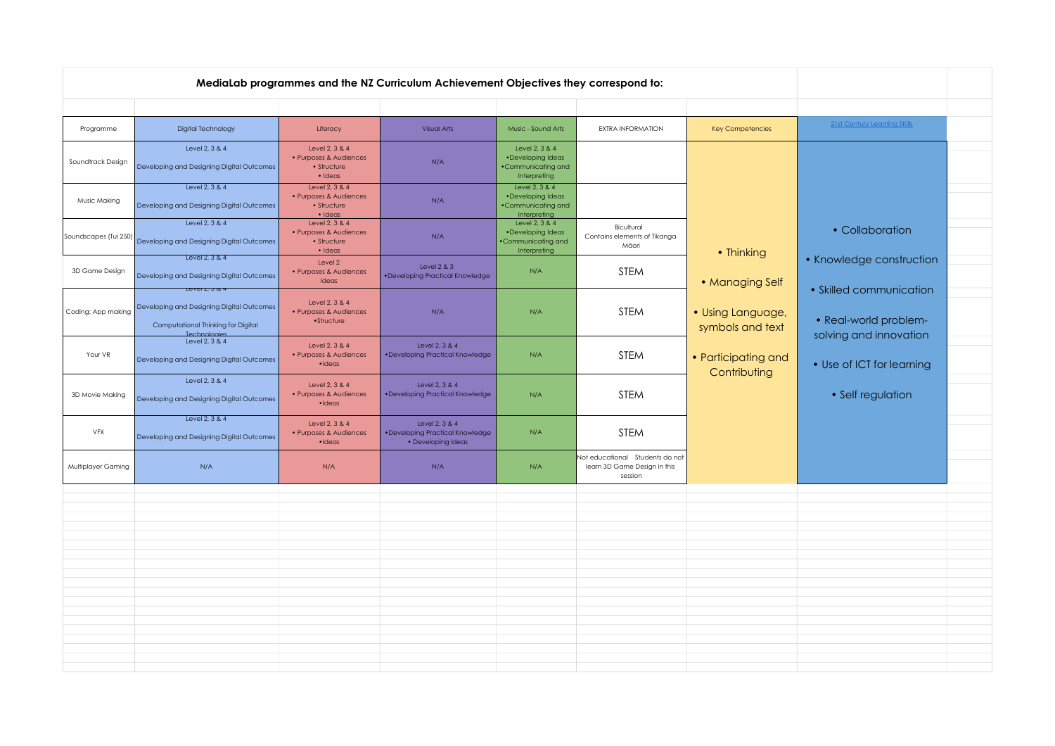**MediaLab programmes and the NZ Curriculum Achievement Objectives they correspond to:**

| Programme | Digital Technology | Literacy | Visual Arts | Music - Sound Arts | EXTRA INFORMATION | Key Competencies | 21st Century Learning Skills |
|---|---|---|---|---|---|---|---|
| Soundtrack Design | Level 2, 3 & 4<br>Developing and Designing Digital Outcomes | Level 2, 3 & 4<br>• Purposes & Audiences<br>• Structure<br>• Ideas | N/A | Level 2, 3 & 4<br>•Developing Ideas<br>•Communicating and Interpreting | | • Thinking<br>• Managing Self<br>• Using Language, symbols and text<br>• Participating and Contributing | • Collaboration<br>• Knowledge construction<br>• Skilled communication<br>• Real-world problem-solving and innovation<br>• Use of ICT for learning<br>• Self regulation |
| Music Making | Level 2, 3 & 4<br>Developing and Designing Digital Outcomes | Level 2, 3 & 4<br>• Purposes & Audiences<br>• Structure<br>• Ideas | N/A | Level 2, 3 & 4<br>•Developing Ideas<br>•Communicating and Interpreting | | | |
| Soundscapes (Tui 250) | Level 2, 3 & 4<br>Developing and Designing Digital Outcomes | Level 2, 3 & 4<br>• Purposes & Audiences<br>• Structure<br>• Ideas | N/A | Level 2, 3 & 4<br>•Developing Ideas<br>•Communicating and Interpreting | Bicultural<br>Contains elements of Tikanga Māori | | |
| 3D Game Design | Level 2, 3 & 4<br>Developing and Designing Digital Outcomes | Level 2<br>• Purposes & Audiences<br>Ideas | Level 2 & 3<br>•Developing Practical Knowledge | N/A | STEM | | |
| Coding: App making | Level 2, 3 & 4<br>Developing and Designing Digital Outcomes<br>Computational Thinking for Digital Technologies | Level 2, 3 & 4<br>• Purposes & Audiences<br>•Structure | N/A | N/A | STEM | | |
| Your VR | Level 2, 3 & 4<br>Developing and Designing Digital Outcomes | Level 2, 3 & 4<br>• Purposes & Audiences<br>•Ideas | Level 2, 3 & 4<br>•Developing Practical Knowledge | N/A | STEM | | |
| 3D Movie Making | Level 2, 3 & 4<br>Developing and Designing Digital Outcomes | Level 2, 3 & 4<br>• Purposes & Audiences<br>•Ideas | Level 2, 3 & 4<br>•Developing Practical Knowledge | N/A | STEM | | |
| VFX | Level 2, 3 & 4<br>Developing and Designing Digital Outcomes | Level 2, 3 & 4<br>• Purposes & Audiences<br>•Ideas | Level 2, 3 & 4<br>•Developing Practical Knowledge<br>• Developing Ideas | N/A | STEM | | |
| Multiplayer Gaming | N/A | N/A | N/A | N/A | Not educational Students do not learn 3D Game Design in this session | | |